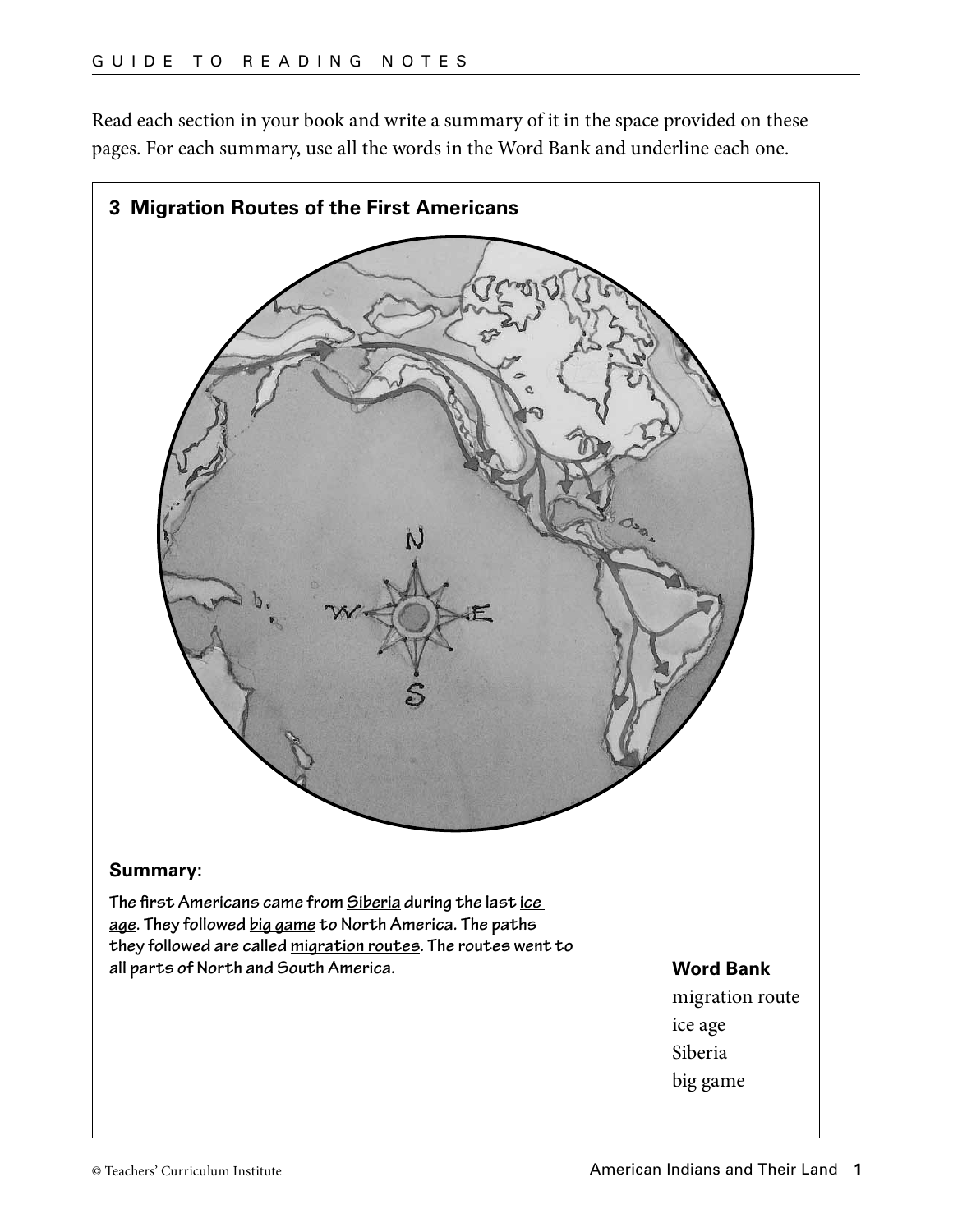Read each section in your book and write a summary of it in the space provided on these pages. For each summary, use all the words in the Word Bank and underline each one.

## 3 Migration Routes of the First Americans

N

W

E

S

**Summary:**

**The first Americans came from <u>Siberia</u> during the last <u>ice age</u>. They followed <u>big game</u> to North America. The paths they followed are called <u>migration routes</u>. The routes went to all parts of North and South America.**

**Word Bank**

migration route
ice age
Siberia
big game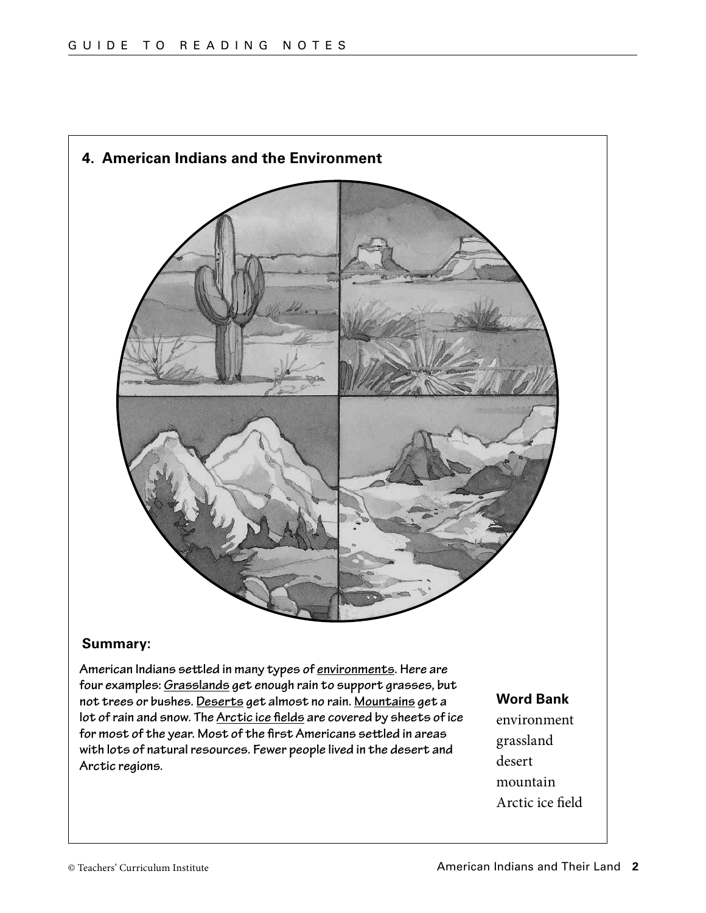## 4. American Indians and the Environment

**Summary:**

**American Indians settled in many types of environments. Here are four examples: Grasslands get enough rain to support grasses, but not trees or bushes. Deserts get almost no rain. Mountains get a lot of rain and snow. The Arctic ice fields are covered by sheets of ice for most of the year. Most of the first Americans settled in areas with lots of natural resources. Fewer people lived in the desert and Arctic regions.**

**Word Bank**

environment
grassland
desert
mountain
Arctic ice field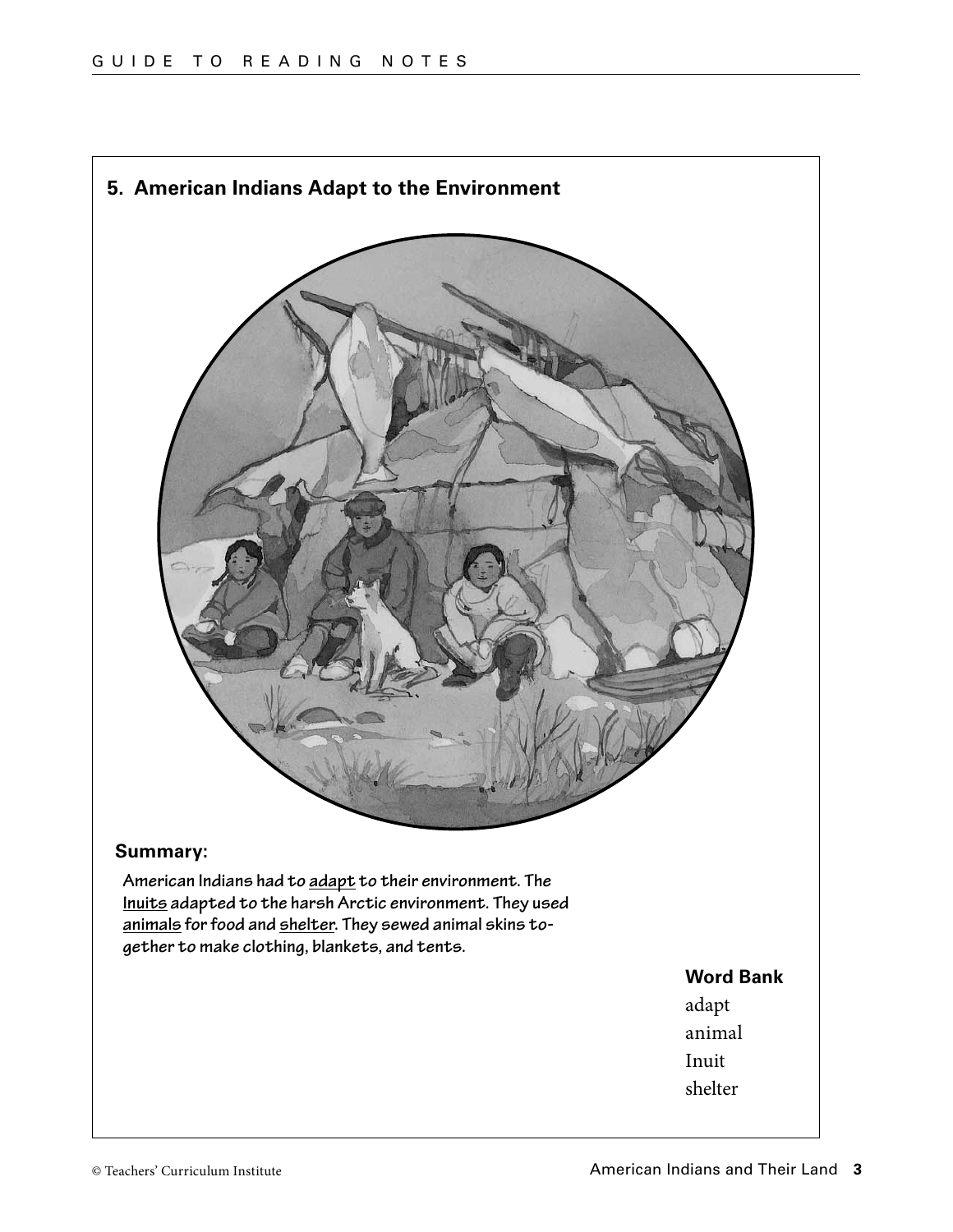## 5. American Indians Adapt to the Environment

**Summary:**

American Indians had to adapt to their environment. The Inuits adapted to the harsh Arctic environment. They used animals for food and shelter. They sewed animal skins together to make clothing, blankets, and tents.

**Word Bank**

adapt
animal
Inuit
shelter

© Teachers' Curriculum Institute